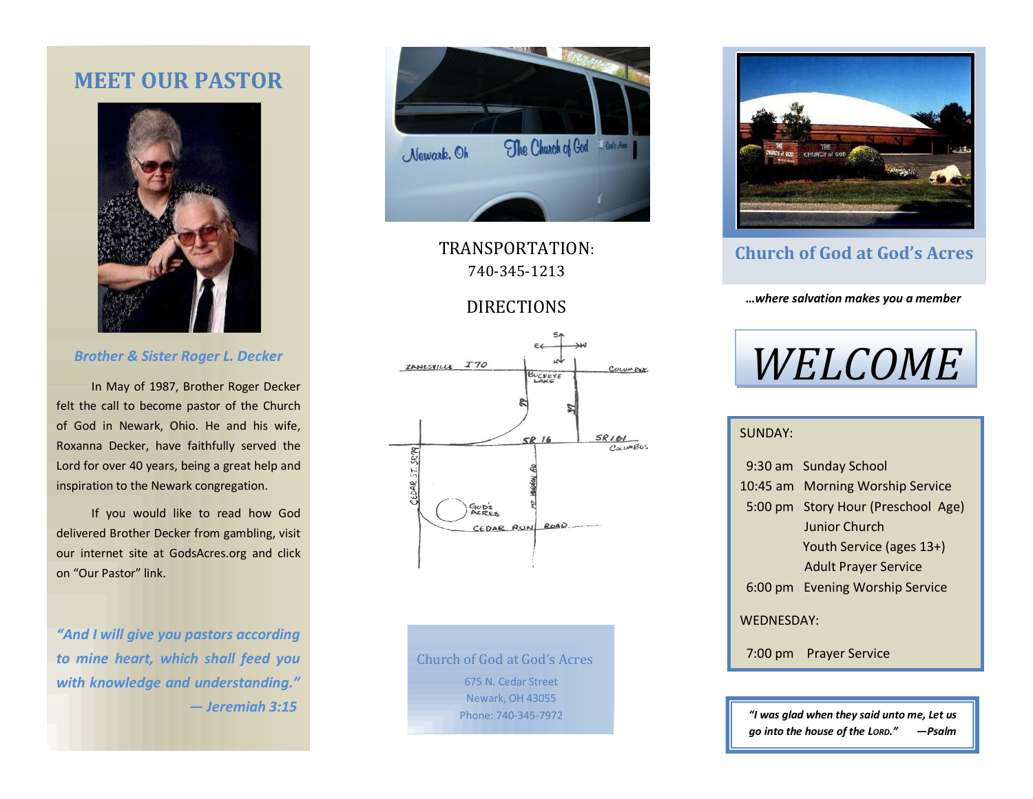## MEET OUR PASTOR

***Brother & Sister Roger L. Decker***

In May of 1987, Brother Roger Decker felt the call to become pastor of the Church of God in Newark, Ohio. He and his wife, Roxanna Decker, have faithfully served the Lord for over 40 years, being a great help and inspiration to the Newark congregation.

If you would like to read how God delivered Brother Decker from gambling, visit our internet site at GodsAcres.org and click on "Our Pastor" link.

***"And I will give you pastors according to mine heart, which shall feed you with knowledge and understanding."***
***— Jeremiah 3:15***

TRANSPORTATION:
740-345-1213

DIRECTIONS

Church of God at God's Acres
675 N. Cedar Street
Newark, OH 43055
Phone: 740-345-7972

## Church of God at God's Acres

***…where salvation makes you a member***

# *WELCOME*

SUNDAY:

| | |
|---|---|
| 9:30 am | Sunday School |
| 10:45 am | Morning Worship Service |
| 5:00 pm | Story Hour (Preschool Age) |
| | Junior Church |
| | Youth Service (ages 13+) |
| | Adult Prayer Service |
| 6:00 pm | Evening Worship Service |

WEDNESDAY:

| | |
|---|---|
| 7:00 pm | Prayer Service |

***"I was glad when they said unto me, Let us go into the house of the LORD." —Psalm***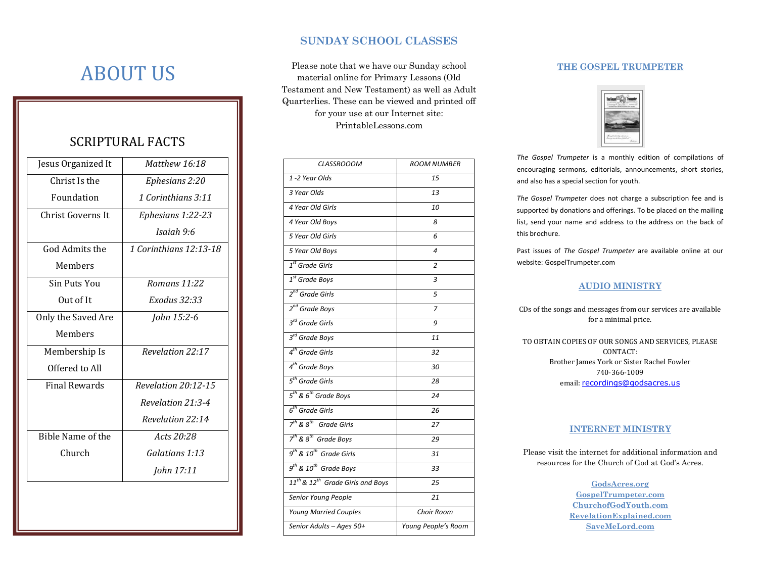# ABOUT US

## SCRIPTURAL FACTS

| | |
|---|---|
| Jesus Organized It | *Matthew 16:18* |
| Christ Is the Foundation | *Ephesians 2:20*<br>*1 Corinthians 3:11* |
| Christ Governs It | *Ephesians 1:22-23*<br>*Isaiah 9:6* |
| God Admits the Members | *1 Corinthians 12:13-18* |
| Sin Puts You Out of It | *Romans 11:22*<br>*Exodus 32:33* |
| Only the Saved Are Members | *John 15:2-6* |
| Membership Is Offered to All | *Revelation 22:17* |
| Final Rewards | *Revelation 20:12-15*<br>*Revelation 21:3-4*<br>*Revelation 22:14* |
| Bible Name of the Church | *Acts 20:28*<br>*Galatians 1:13*<br>*John 17:11* |

## SUNDAY SCHOOL CLASSES

Please note that we have our Sunday school material online for Primary Lessons (Old Testament and New Testament) as well as Adult Quarterlies. These can be viewed and printed off for your use at our Internet site: PrintableLessons.com

| *CLASSROOOM* | *ROOM NUMBER* |
|---|---|
| *1 -2 Year Olds* | *15* |
| *3 Year Olds* | *13* |
| *4 Year Old Girls* | *10* |
| *4 Year Old Boys* | *8* |
| *5 Year Old Girls* | *6* |
| *5 Year Old Boys* | *4* |
| *1st Grade Girls* | *2* |
| *1st Grade Boys* | *3* |
| *2nd Grade Girls* | *5* |
| *2nd Grade Boys* | *7* |
| *3rd Grade Girls* | *9* |
| *3rd Grade Boys* | *11* |
| *4th Grade Girls* | *32* |
| *4th Grade Boys* | *30* |
| *5th Grade Girls* | *28* |
| *5th & 6th Grade Boys* | *24* |
| *6th Grade Girls* | *26* |
| *7th & 8th Grade Girls* | *27* |
| *7th & 8th Grade Boys* | *29* |
| *9th & 10th Grade Girls* | *31* |
| *9th & 10th Grade Boys* | *33* |
| *11th & 12th Grade Girls and Boys* | *25* |
| *Senior Young People* | *21* |
| *Young Married Couples* | *Choir Room* |
| *Senior Adults – Ages 50+* | *Young People's Room* |

## THE GOSPEL TRUMPETER

*The Gospel Trumpeter* is a monthly edition of compilations of encouraging sermons, editorials, announcements, short stories, and also has a special section for youth.

*The Gospel Trumpeter* does not charge a subscription fee and is supported by donations and offerings. To be placed on the mailing list, send your name and address to the address on the back of this brochure.

Past issues of *The Gospel Trumpeter* are available online at our website: GospelTrumpeter.com

## AUDIO MINISTRY

CDs of the songs and messages from our services are available for a minimal price.

TO OBTAIN COPIES OF OUR SONGS AND SERVICES, PLEASE CONTACT:
Brother James York or Sister Rachel Fowler
740-366-1009
email: recordings@godsacres.us

## INTERNET MINISTRY

Please visit the internet for additional information and resources for the Church of God at God's Acres.

GodsAcres.org
GospelTrumpeter.com
ChurchofGodYouth.com
RevelationExplained.com
SaveMeLord.com